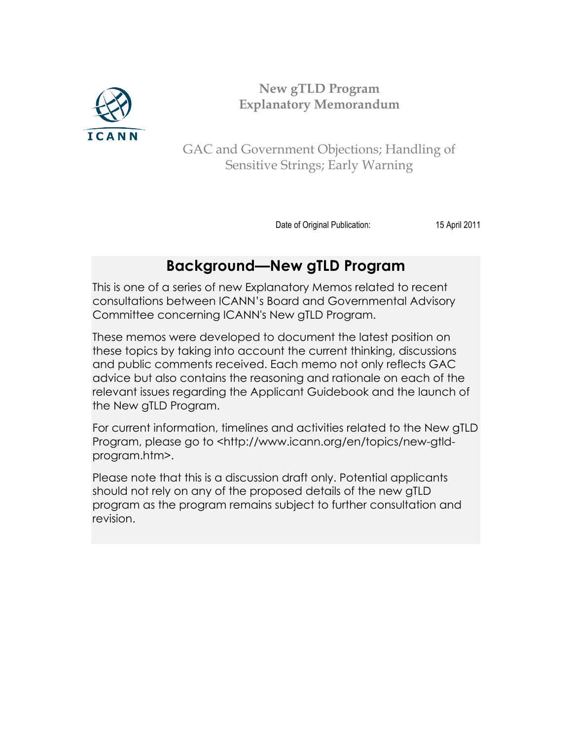ICANN

# New gTLD Program
# Explanatory Memorandum

## GAC and Government Objections; Handling of Sensitive Strings; Early Warning

Date of Original Publication: 15 April 2011

## Background—New gTLD Program

This is one of a series of new Explanatory Memos related to recent consultations between ICANN's Board and Governmental Advisory Committee concerning ICANN's New gTLD Program.

These memos were developed to document the latest position on these topics by taking into account the current thinking, discussions and public comments received. Each memo not only reflects GAC advice but also contains the reasoning and rationale on each of the relevant issues regarding the Applicant Guidebook and the launch of the New gTLD Program.

For current information, timelines and activities related to the New gTLD Program, please go to <http://www.icann.org/en/topics/new-gtld-program.htm>.

Please note that this is a discussion draft only. Potential applicants should not rely on any of the proposed details of the new gTLD program as the program remains subject to further consultation and revision.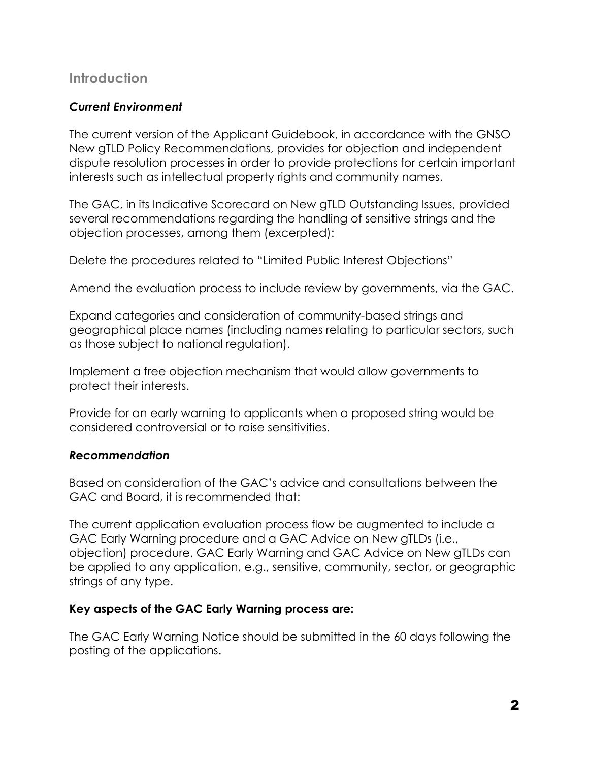## Introduction

### *Current Environment*

The current version of the Applicant Guidebook, in accordance with the GNSO New gTLD Policy Recommendations, provides for objection and independent dispute resolution processes in order to provide protections for certain important interests such as intellectual property rights and community names.

The GAC, in its Indicative Scorecard on New gTLD Outstanding Issues, provided several recommendations regarding the handling of sensitive strings and the objection processes, among them (excerpted):

Delete the procedures related to "Limited Public Interest Objections"

Amend the evaluation process to include review by governments, via the GAC.

Expand categories and consideration of community-based strings and geographical place names (including names relating to particular sectors, such as those subject to national regulation).

Implement a free objection mechanism that would allow governments to protect their interests.

Provide for an early warning to applicants when a proposed string would be considered controversial or to raise sensitivities.

### *Recommendation*

Based on consideration of the GAC's advice and consultations between the GAC and Board, it is recommended that:

The current application evaluation process flow be augmented to include a GAC Early Warning procedure and a GAC Advice on New gTLDs (i.e., objection) procedure. GAC Early Warning and GAC Advice on New gTLDs can be applied to any application, e.g., sensitive, community, sector, or geographic strings of any type.

**Key aspects of the GAC Early Warning process are:**

The GAC Early Warning Notice should be submitted in the 60 days following the posting of the applications.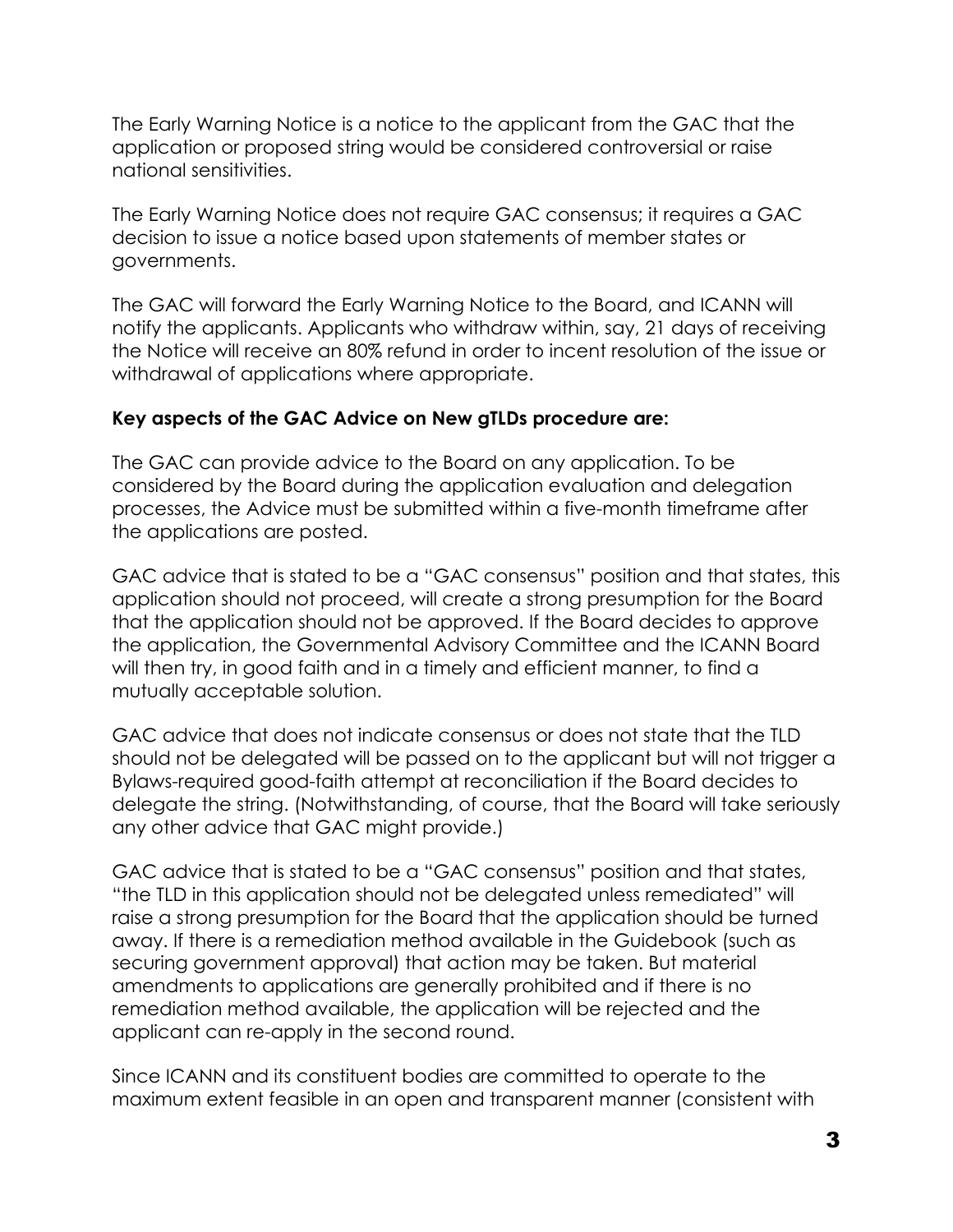The Early Warning Notice is a notice to the applicant from the GAC that the application or proposed string would be considered controversial or raise national sensitivities.

The Early Warning Notice does not require GAC consensus; it requires a GAC decision to issue a notice based upon statements of member states or governments.

The GAC will forward the Early Warning Notice to the Board, and ICANN will notify the applicants. Applicants who withdraw within, say, 21 days of receiving the Notice will receive an 80% refund in order to incent resolution of the issue or withdrawal of applications where appropriate.

**Key aspects of the GAC Advice on New gTLDs procedure are:**

The GAC can provide advice to the Board on any application. To be considered by the Board during the application evaluation and delegation processes, the Advice must be submitted within a five-month timeframe after the applications are posted.

GAC advice that is stated to be a "GAC consensus" position and that states, this application should not proceed, will create a strong presumption for the Board that the application should not be approved. If the Board decides to approve the application, the Governmental Advisory Committee and the ICANN Board will then try, in good faith and in a timely and efficient manner, to find a mutually acceptable solution.

GAC advice that does not indicate consensus or does not state that the TLD should not be delegated will be passed on to the applicant but will not trigger a Bylaws-required good-faith attempt at reconciliation if the Board decides to delegate the string. (Notwithstanding, of course, that the Board will take seriously any other advice that GAC might provide.)

GAC advice that is stated to be a "GAC consensus" position and that states, "the TLD in this application should not be delegated unless remediated" will raise a strong presumption for the Board that the application should be turned away. If there is a remediation method available in the Guidebook (such as securing government approval) that action may be taken. But material amendments to applications are generally prohibited and if there is no remediation method available, the application will be rejected and the applicant can re-apply in the second round.

Since ICANN and its constituent bodies are committed to operate to the maximum extent feasible in an open and transparent manner (consistent with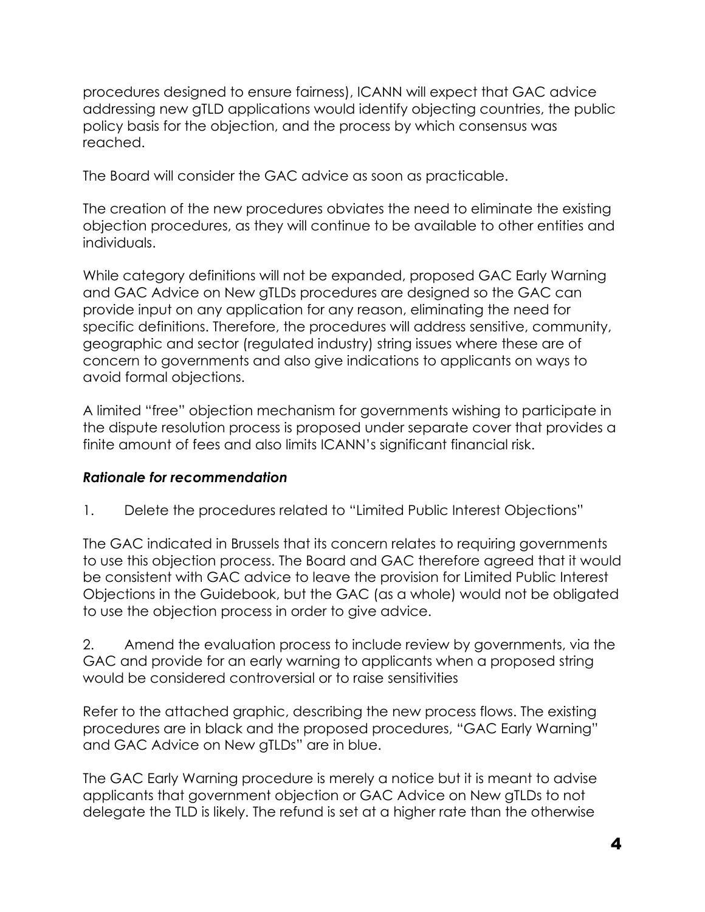procedures designed to ensure fairness), ICANN will expect that GAC advice addressing new gTLD applications would identify objecting countries, the public policy basis for the objection, and the process by which consensus was reached.

The Board will consider the GAC advice as soon as practicable.

The creation of the new procedures obviates the need to eliminate the existing objection procedures, as they will continue to be available to other entities and individuals.

While category definitions will not be expanded, proposed GAC Early Warning and GAC Advice on New gTLDs procedures are designed so the GAC can provide input on any application for any reason, eliminating the need for specific definitions. Therefore, the procedures will address sensitive, community, geographic and sector (regulated industry) string issues where these are of concern to governments and also give indications to applicants on ways to avoid formal objections.

A limited "free" objection mechanism for governments wishing to participate in the dispute resolution process is proposed under separate cover that provides a finite amount of fees and also limits ICANN's significant financial risk.

***Rationale for recommendation***

1. Delete the procedures related to "Limited Public Interest Objections"

The GAC indicated in Brussels that its concern relates to requiring governments to use this objection process. The Board and GAC therefore agreed that it would be consistent with GAC advice to leave the provision for Limited Public Interest Objections in the Guidebook, but the GAC (as a whole) would not be obligated to use the objection process in order to give advice.

2. Amend the evaluation process to include review by governments, via the GAC and provide for an early warning to applicants when a proposed string would be considered controversial or to raise sensitivities

Refer to the attached graphic, describing the new process flows. The existing procedures are in black and the proposed procedures, "GAC Early Warning" and GAC Advice on New gTLDs" are in blue.

The GAC Early Warning procedure is merely a notice but it is meant to advise applicants that government objection or GAC Advice on New gTLDs to not delegate the TLD is likely. The refund is set at a higher rate than the otherwise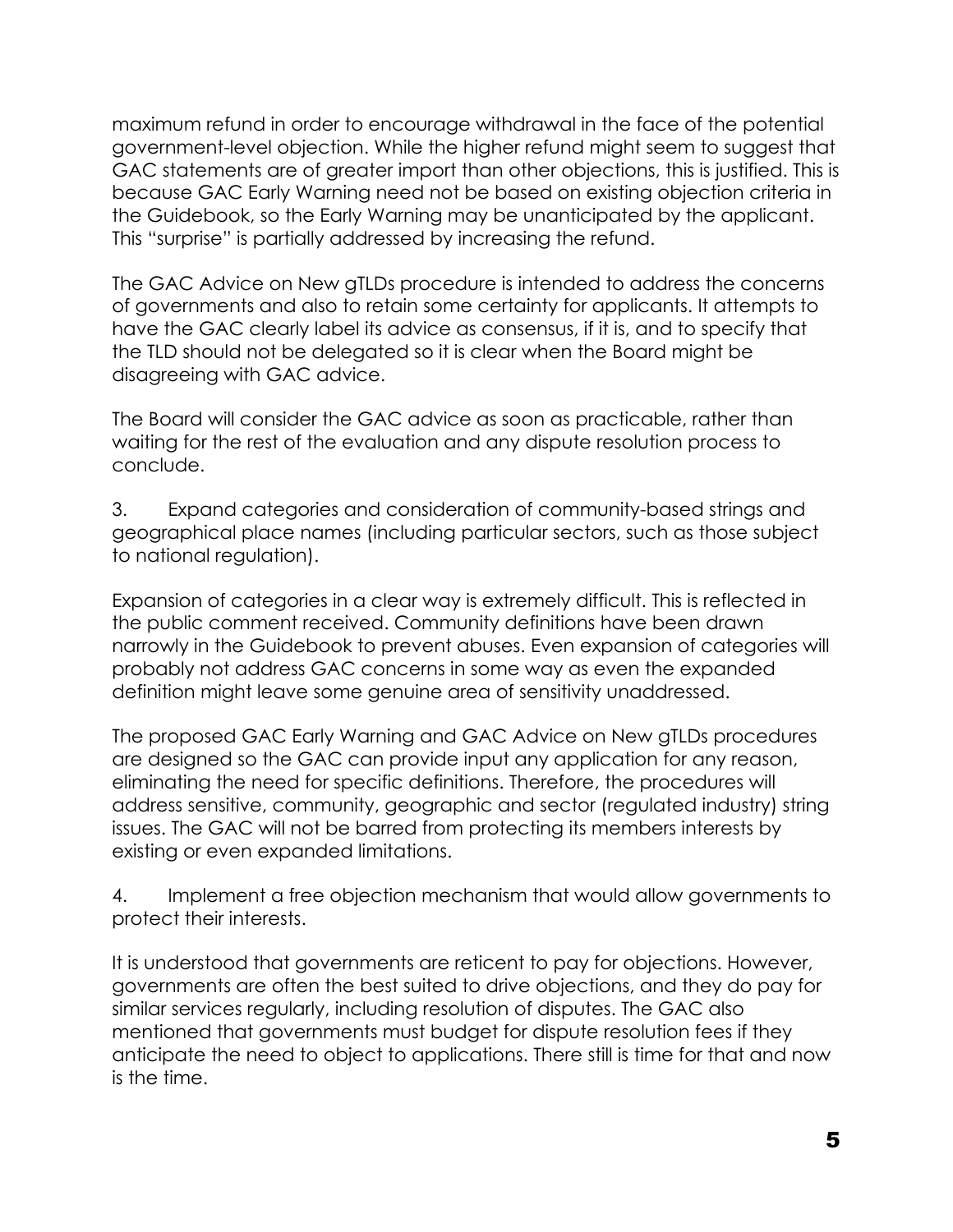maximum refund in order to encourage withdrawal in the face of the potential government-level objection. While the higher refund might seem to suggest that GAC statements are of greater import than other objections, this is justified. This is because GAC Early Warning need not be based on existing objection criteria in the Guidebook, so the Early Warning may be unanticipated by the applicant. This "surprise" is partially addressed by increasing the refund.

The GAC Advice on New gTLDs procedure is intended to address the concerns of governments and also to retain some certainty for applicants. It attempts to have the GAC clearly label its advice as consensus, if it is, and to specify that the TLD should not be delegated so it is clear when the Board might be disagreeing with GAC advice.

The Board will consider the GAC advice as soon as practicable, rather than waiting for the rest of the evaluation and any dispute resolution process to conclude.

3. Expand categories and consideration of community-based strings and geographical place names (including particular sectors, such as those subject to national regulation).

Expansion of categories in a clear way is extremely difficult. This is reflected in the public comment received. Community definitions have been drawn narrowly in the Guidebook to prevent abuses. Even expansion of categories will probably not address GAC concerns in some way as even the expanded definition might leave some genuine area of sensitivity unaddressed.

The proposed GAC Early Warning and GAC Advice on New gTLDs procedures are designed so the GAC can provide input any application for any reason, eliminating the need for specific definitions. Therefore, the procedures will address sensitive, community, geographic and sector (regulated industry) string issues. The GAC will not be barred from protecting its members interests by existing or even expanded limitations.

4. Implement a free objection mechanism that would allow governments to protect their interests.

It is understood that governments are reticent to pay for objections. However, governments are often the best suited to drive objections, and they do pay for similar services regularly, including resolution of disputes. The GAC also mentioned that governments must budget for dispute resolution fees if they anticipate the need to object to applications. There still is time for that and now is the time.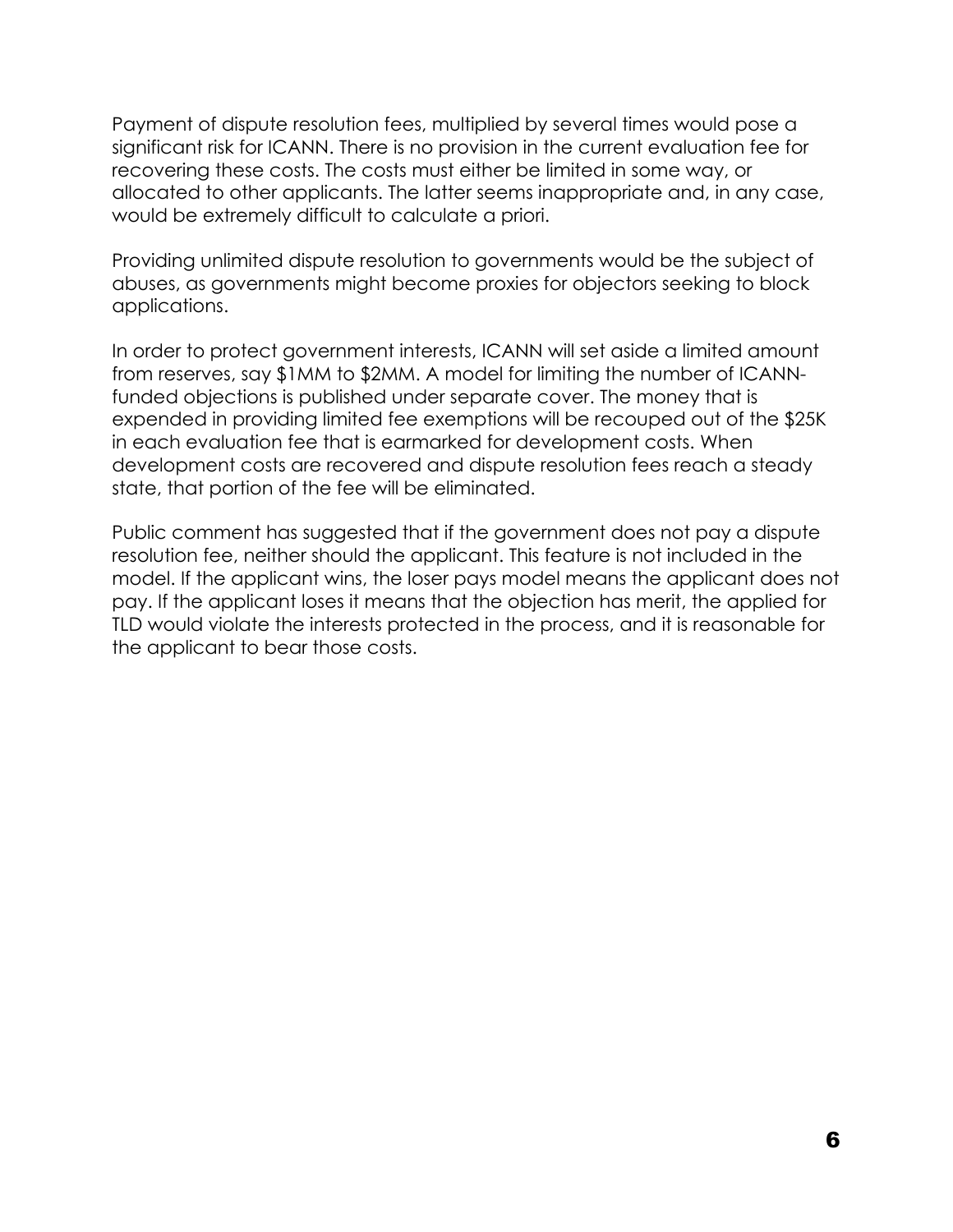Payment of dispute resolution fees, multiplied by several times would pose a significant risk for ICANN. There is no provision in the current evaluation fee for recovering these costs. The costs must either be limited in some way, or allocated to other applicants. The latter seems inappropriate and, in any case, would be extremely difficult to calculate a priori.

Providing unlimited dispute resolution to governments would be the subject of abuses, as governments might become proxies for objectors seeking to block applications.

In order to protect government interests, ICANN will set aside a limited amount from reserves, say $1MM to $2MM. A model for limiting the number of ICANN-funded objections is published under separate cover. The money that is expended in providing limited fee exemptions will be recouped out of the $25K in each evaluation fee that is earmarked for development costs. When development costs are recovered and dispute resolution fees reach a steady state, that portion of the fee will be eliminated.

Public comment has suggested that if the government does not pay a dispute resolution fee, neither should the applicant. This feature is not included in the model. If the applicant wins, the loser pays model means the applicant does not pay. If the applicant loses it means that the objection has merit, the applied for TLD would violate the interests protected in the process, and it is reasonable for the applicant to bear those costs.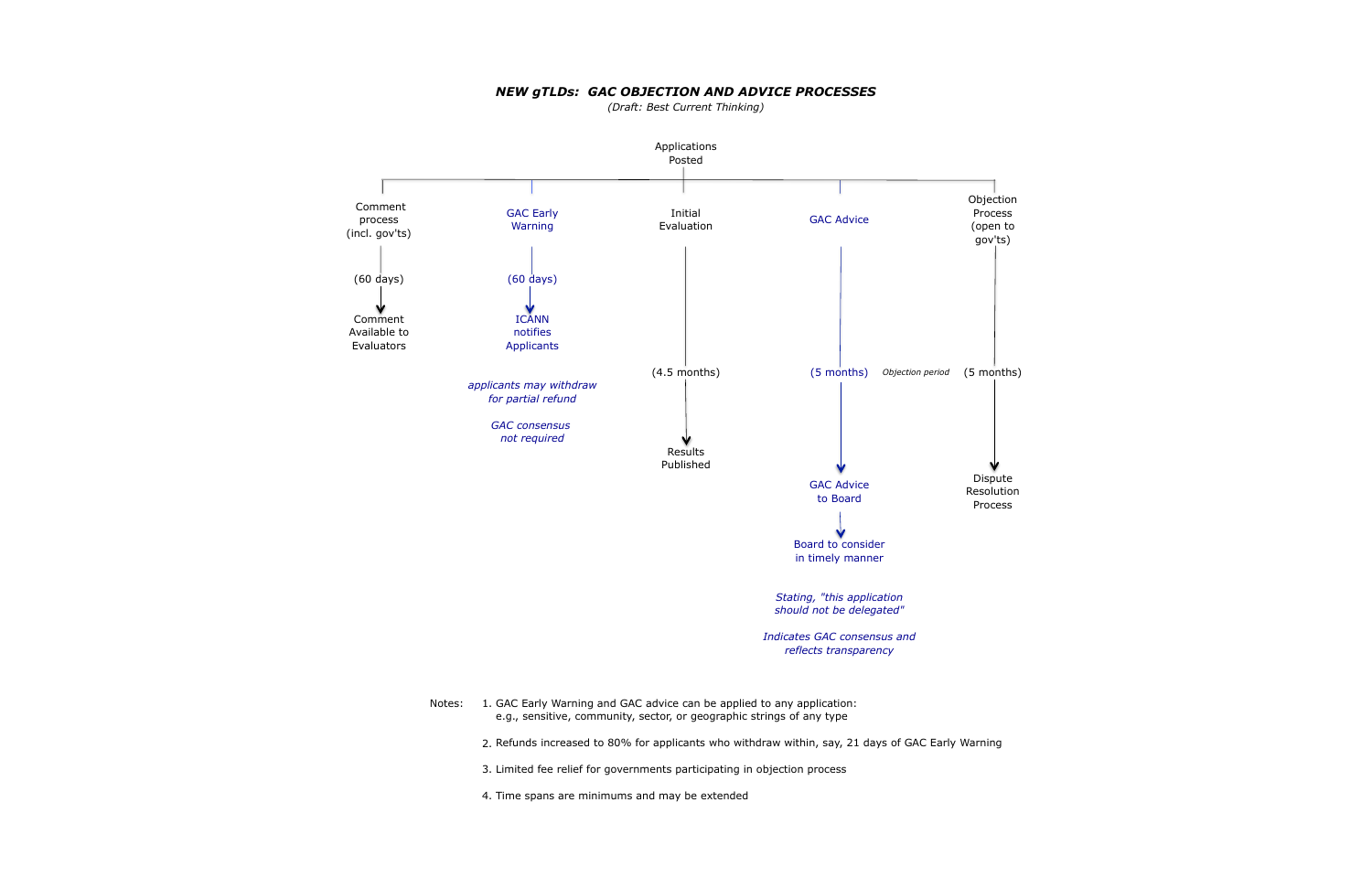***NEW gTLDs: GAC OBJECTION AND ADVICE PROCESSES***

*(Draft: Best Current Thinking)*

Applications Posted

Comment process (incl. gov'ts)

(60 days)

Comment Available to Evaluators

GAC Early Warning

(60 days)

ICANN notifies Applicants

*applicants may withdraw for partial refund*

*GAC consensus not required*

Initial Evaluation

(4.5 months)

Results Published

GAC Advice

(5 months)

GAC Advice to Board

Board to consider in timely manner

*Stating, "this application should not be delegated"*

*Indicates GAC consensus and reflects transparency*

*Objection period*

Objection Process (open to gov'ts)

(5 months)

Dispute Resolution Process

Notes:

1. GAC Early Warning and GAC advice can be applied to any application: e.g., sensitive, community, sector, or geographic strings of any type
2. Refunds increased to 80% for applicants who withdraw within, say, 21 days of GAC Early Warning
3. Limited fee relief for governments participating in objection process
4. Time spans are minimums and may be extended